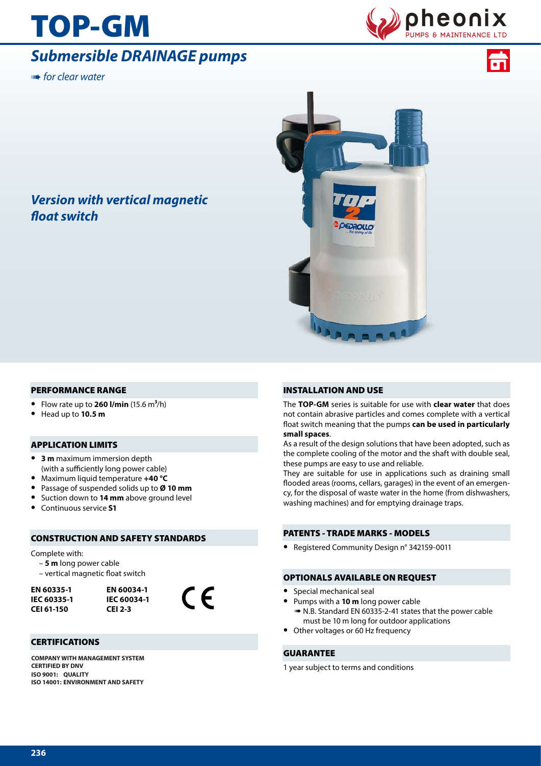# TOP-GM

## Submersible DRAINAGE pumps

*for clear water*

### *Version with vertical magnetic float switch*

## PERFORMANCE RANGE

- Flow rate up to **260 l/min** (15.6 $m^3$/h)
- Head up to **10.5 m**

## APPLICATION LIMITS

- **3 m** maximum immersion depth (with a sufficiently long power cable)
- Maximum liquid temperature **+40 °C**
- Passage of suspended solids up to **Ø 10 mm**
- Suction down to **14 mm** above ground level
- Continuous service **S1**

## CONSTRUCTION AND SAFETY STANDARDS

Complete with:
- **5 m** long power cable
- vertical magnetic float switch

| | |
|---|---|
| **EN 60335-1** | **EN 60034-1** |
| **IEC 60335-1** | **IEC 60034-1** |
| **CEI 61-150** | **CEI 2-3** |

CE

## CERTIFICATIONS

**COMPANY WITH MANAGEMENT SYSTEM CERTIFIED BY DNV**
**ISO 9001: QUALITY**
**ISO 14001: ENVIRONMENT AND SAFETY**

## INSTALLATION AND USE

The **TOP-GM** series is suitable for use with **clear water** that does not contain abrasive particles and comes complete with a vertical float switch meaning that the pumps **can be used in particularly small spaces**.

As a result of the design solutions that have been adopted, such as the complete cooling of the motor and the shaft with double seal, these pumps are easy to use and reliable.

They are suitable for use in applications such as draining small flooded areas (rooms, cellars, garages) in the event of an emergency, for the disposal of waste water in the home (from dishwashers, washing machines) and for emptying drainage traps.

## PATENTS - TRADE MARKS - MODELS

- Registered Community Design n° 342159-0011

## OPTIONALS AVAILABLE ON REQUEST

- Special mechanical seal
- Pumps with a **10 m** long power cable
  - N.B. Standard EN 60335-2-41 states that the power cable must be 10 m long for outdoor applications
- Other voltages or 60 Hz frequency

## GUARANTEE

1 year subject to terms and conditions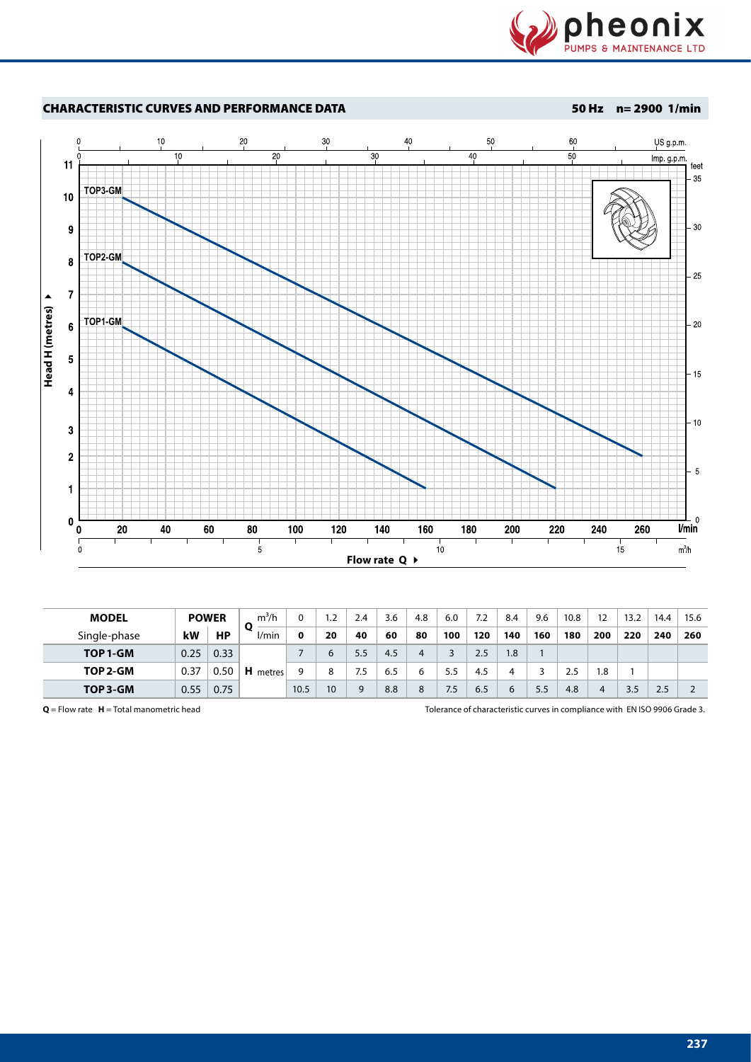## CHARACTERISTIC CURVES AND PERFORMANCE DATA

**50 Hz n= 2900 1/min**

| MODEL | POWER | | Q | m³/h | 0 | 1.2 | 2.4 | 3.6 | 4.8 | 6.0 | 7.2 | 8.4 | 9.6 | 10.8 | 12 | 13.2 | 14.4 | 15.6 |
|---|---|---|---|---|---|---|---|---|---|---|---|---|---|---|---|---|---|---|
| Single-phase | kW | HP | | l/min | 0 | 20 | 40 | 60 | 80 | 100 | 120 | 140 | 160 | 180 | 200 | 220 | 240 | 260 |
| TOP 1-GM | 0.25 | 0.33 | H | metres | 7 | 6 | 5.5 | 4.5 | 4 | 3 | 2.5 | 1.8 | 1 | | | | | |
| TOP 2-GM | 0.37 | 0.50 | | | 9 | 8 | 7.5 | 6.5 | 6 | 5.5 | 4.5 | 4 | 3 | 2.5 | 1.8 | 1 | | |
| TOP 3-GM | 0.55 | 0.75 | | | 10.5 | 10 | 9 | 8.8 | 8 | 7.5 | 6.5 | 6 | 5.5 | 4.8 | 4 | 3.5 | 2.5 | 2 |

**Q** = Flow rate **H** = Total manometric head

Tolerance of characteristic curves in compliance with EN ISO 9906 Grade 3.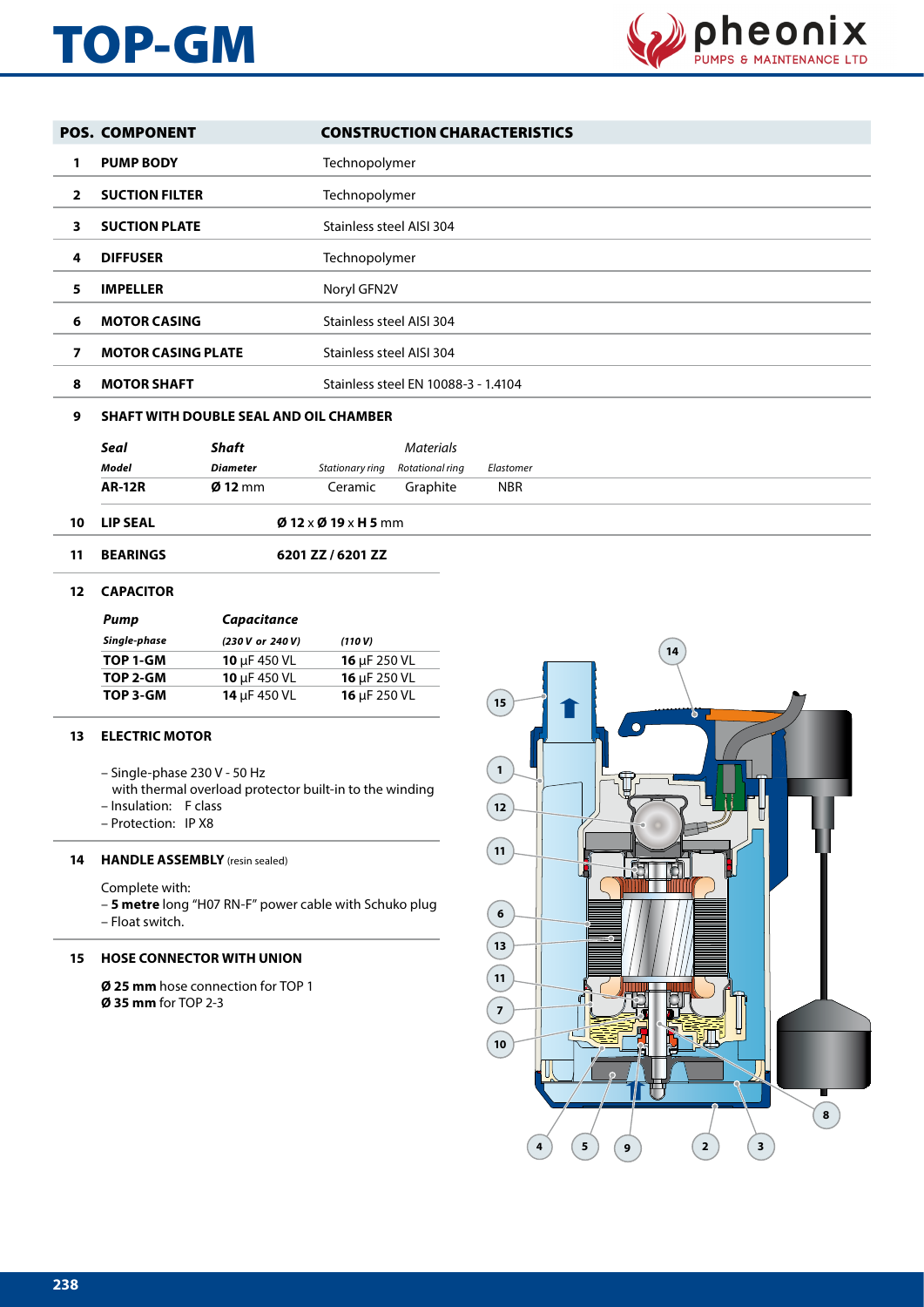# TOP-GM

| POS. | COMPONENT | CONSTRUCTION CHARACTERISTICS |
|---|---|---|
| 1 | **PUMP BODY** | Technopolymer |
| 2 | **SUCTION FILTER** | Technopolymer |
| 3 | **SUCTION PLATE** | Stainless steel AISI 304 |
| 4 | **DIFFUSER** | Technopolymer |
| 5 | **IMPELLER** | Noryl GFN2V |
| 6 | **MOTOR CASING** | Stainless steel AISI 304 |
| 7 | **MOTOR CASING PLATE** | Stainless steel AISI 304 |
| 8 | **MOTOR SHAFT** | Stainless steel EN 10088-3 - 1.4104 |

**9 SHAFT WITH DOUBLE SEAL AND OIL CHAMBER**

| ***Seal*** | ***Shaft*** | *Materials* | | |
|---|---|---|---|---|
| ***Model*** | ***Diameter*** | *Stationary ring* | *Rotational ring* | *Elastomer* |
| **AR-12R** | **Ø 12** mm | Ceramic | Graphite | NBR |

**10 LIP SEAL** — **Ø 12** x **Ø 19** x **H 5** mm

**11 BEARINGS** — **6201 ZZ / 6201 ZZ**

**12 CAPACITOR**

| ***Pump*** | ***Capacitance*** | |
|---|---|---|
| ***Single-phase*** | ***(230 V or 240 V)*** | ***(110 V)*** |
| **TOP 1-GM** | **10** μF 450 VL | **16** μF 250 VL |
| **TOP 2-GM** | **10** μF 450 VL | **16** μF 250 VL |
| **TOP 3-GM** | **14** μF 450 VL | **16** μF 250 VL |

**13 ELECTRIC MOTOR**

- Single-phase 230 V - 50 Hz
  with thermal overload protector built-in to the winding
- Insulation: F class
- Protection: IP X8

**14 HANDLE ASSEMBLY** (resin sealed)

Complete with:
- **5 metre** long "H07 RN-F" power cable with Schuko plug
- Float switch.

**15 HOSE CONNECTOR WITH UNION**

**Ø 25 mm** hose connection for TOP 1
**Ø 35 mm** for TOP 2-3

14
15
1
12
11
6
13
11
7
10
8
4
5
9
2
3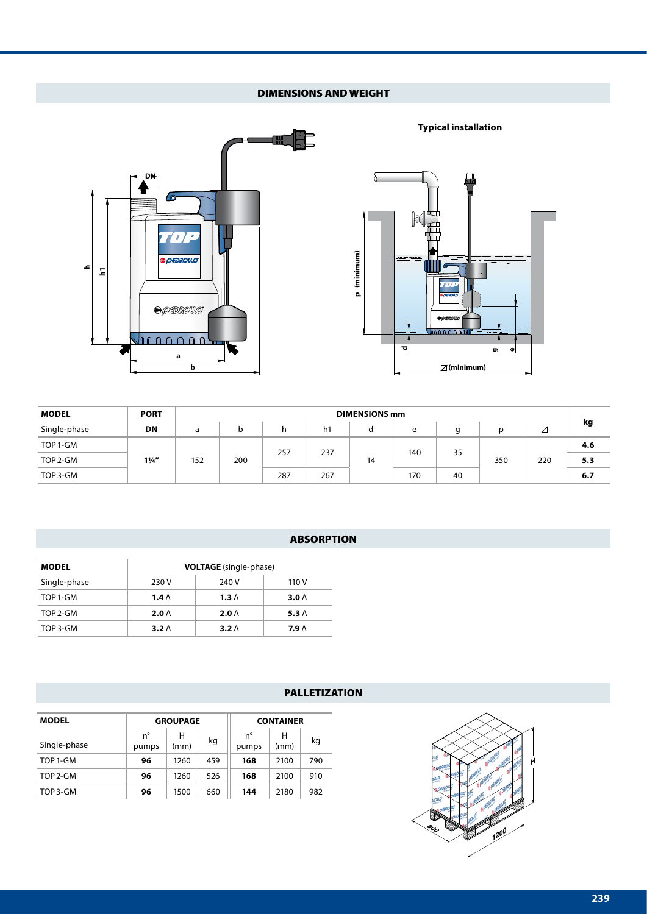## DIMENSIONS AND WEIGHT

Typical installation

DN

h

h1

a

b

p (minimum)

d

g

e

◻ (minimum)

| MODEL | PORT | DIMENSIONS mm | | | | | | | | | kg |
|---|---|---|---|---|---|---|---|---|---|---|---|
| Single-phase | DN | a | b | h | h1 | d | e | g | p | ◻ | |
| TOP 1-GM | 1¼" | 152 | 200 | 257 | 237 | 14 | 140 | 35 | 350 | 220 | **4.6** |
| TOP 2-GM | | | | | | | | | | | **5.3** |
| TOP 3-GM | | | | 287 | 267 | | 170 | 40 | | | **6.7** |

## ABSORPTION

| MODEL | VOLTAGE (single-phase) | | |
|---|---|---|---|
| Single-phase | 230 V | 240 V | 110 V |
| TOP 1-GM | **1.4** A | **1.3** A | **3.0** A |
| TOP 2-GM | **2.0** A | **2.0** A | **5.3** A |
| TOP 3-GM | **3.2** A | **3.2** A | **7.9** A |

## PALLETIZATION

| MODEL | GROUPAGE | | | CONTAINER | | |
|---|---|---|---|---|---|---|
| Single-phase | n° pumps | H (mm) | kg | n° pumps | H (mm) | kg |
| TOP 1-GM | **96** | 1260 | 459 | **168** | 2100 | 790 |
| TOP 2-GM | **96** | 1260 | 526 | **168** | 2100 | 910 |
| TOP 3-GM | **96** | 1500 | 660 | **144** | 2180 | 982 |

H

800

1200